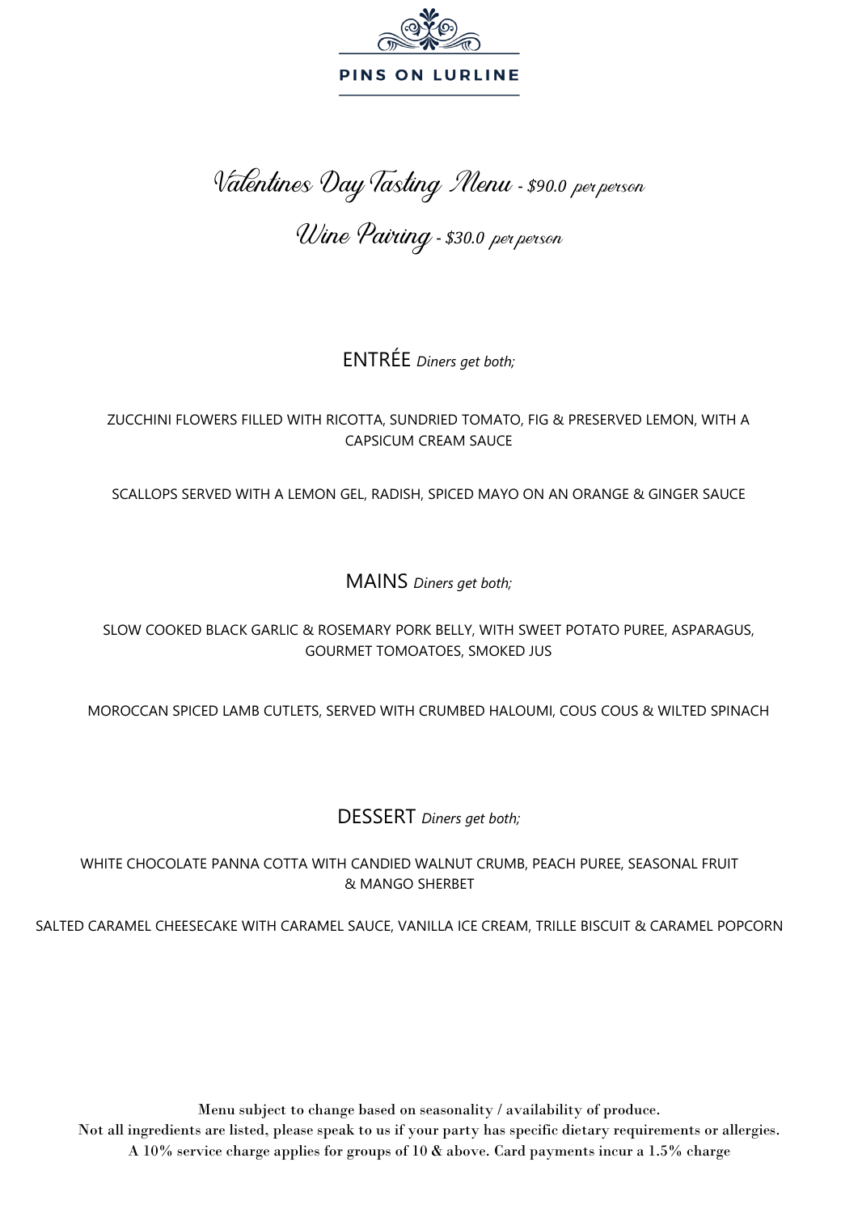# PINS ON LURLINE

## Valentines Day Tasting Menu - $90.0 *per person*

## Wine Pairing - $30.0 *per person*

### ENTRÉE *Diners get both;*

ZUCCHINI FLOWERS FILLED WITH RICOTTA, SUNDRIED TOMATO, FIG & PRESERVED LEMON, WITH A CAPSICUM CREAM SAUCE

SCALLOPS SERVED WITH A LEMON GEL, RADISH, SPICED MAYO ON AN ORANGE & GINGER SAUCE

### MAINS *Diners get both;*

SLOW COOKED BLACK GARLIC & ROSEMARY PORK BELLY, WITH SWEET POTATO PUREE, ASPARAGUS, GOURMET TOMOATOES, SMOKED JUS

MOROCCAN SPICED LAMB CUTLETS, SERVED WITH CRUMBED HALOUMI, COUS COUS & WILTED SPINACH

### DESSERT *Diners get both;*

WHITE CHOCOLATE PANNA COTTA WITH CANDIED WALNUT CRUMB, PEACH PUREE, SEASONAL FRUIT & MANGO SHERBET

SALTED CARAMEL CHEESECAKE WITH CARAMEL SAUCE, VANILLA ICE CREAM, TRILLE BISCUIT & CARAMEL POPCORN

Menu subject to change based on seasonality / availability of produce.
Not all ingredients are listed, please speak to us if your party has specific dietary requirements or allergies.
A 10% service charge applies for groups of 10 & above. Card payments incur a 1.5% charge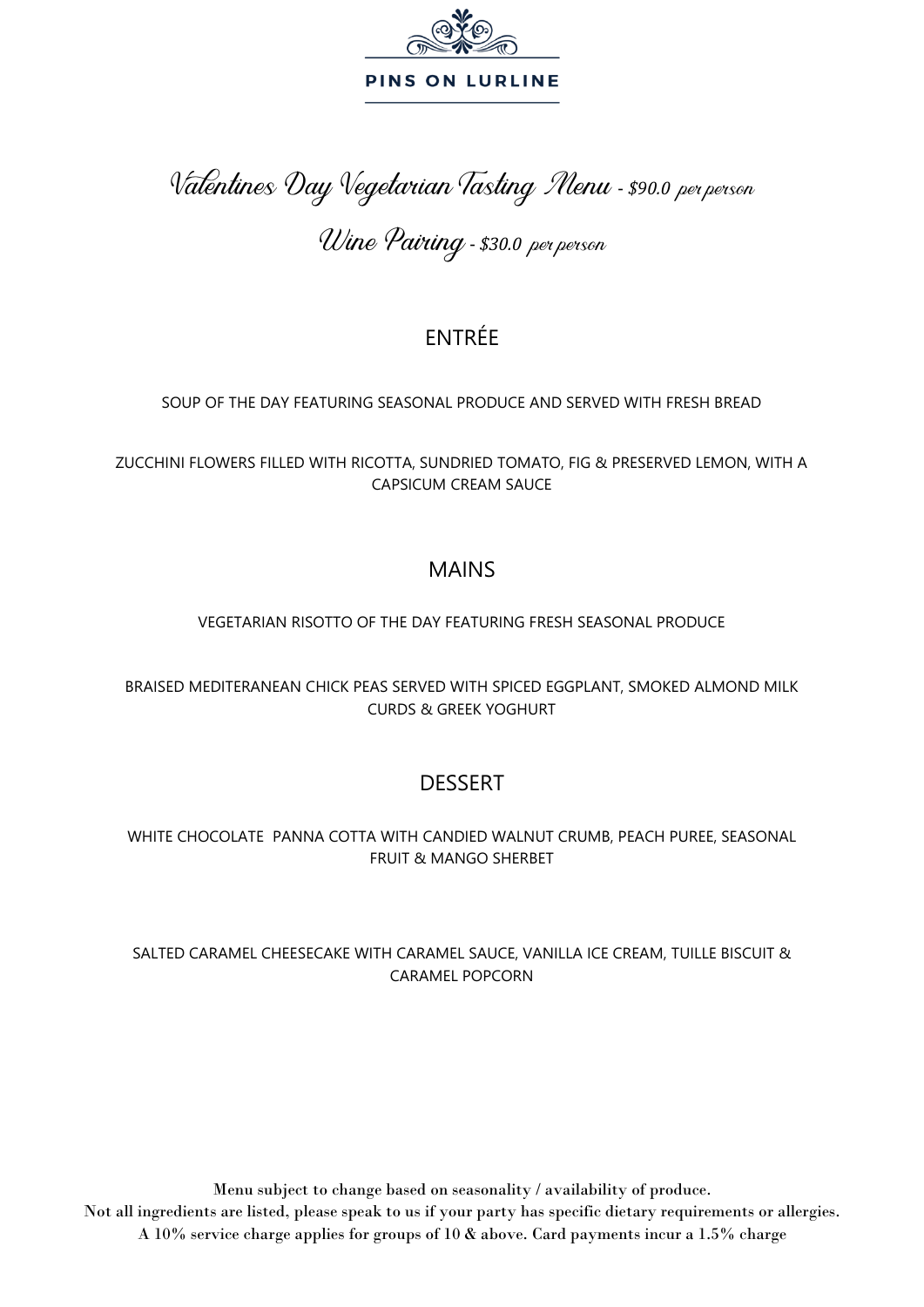PINS ON LURLINE

# Valentines Day Vegetarian Tasting Menu - $90.0 per person

## Wine Pairing - $30.0 per person

## ENTRÉE

SOUP OF THE DAY FEATURING SEASONAL PRODUCE AND SERVED WITH FRESH BREAD

ZUCCHINI FLOWERS FILLED WITH RICOTTA, SUNDRIED TOMATO, FIG & PRESERVED LEMON, WITH A CAPSICUM CREAM SAUCE

## MAINS

VEGETARIAN RISOTTO OF THE DAY FEATURING FRESH SEASONAL PRODUCE

BRAISED MEDITERANEAN CHICK PEAS SERVED WITH SPICED EGGPLANT, SMOKED ALMOND MILK CURDS & GREEK YOGHURT

## DESSERT

WHITE CHOCOLATE PANNA COTTA WITH CANDIED WALNUT CRUMB, PEACH PUREE, SEASONAL FRUIT & MANGO SHERBET

SALTED CARAMEL CHEESECAKE WITH CARAMEL SAUCE, VANILLA ICE CREAM, TUILLE BISCUIT & CARAMEL POPCORN

Menu subject to change based on seasonality / availability of produce.
Not all ingredients are listed, please speak to us if your party has specific dietary requirements or allergies.
A 10% service charge applies for groups of 10 & above. Card payments incur a 1.5% charge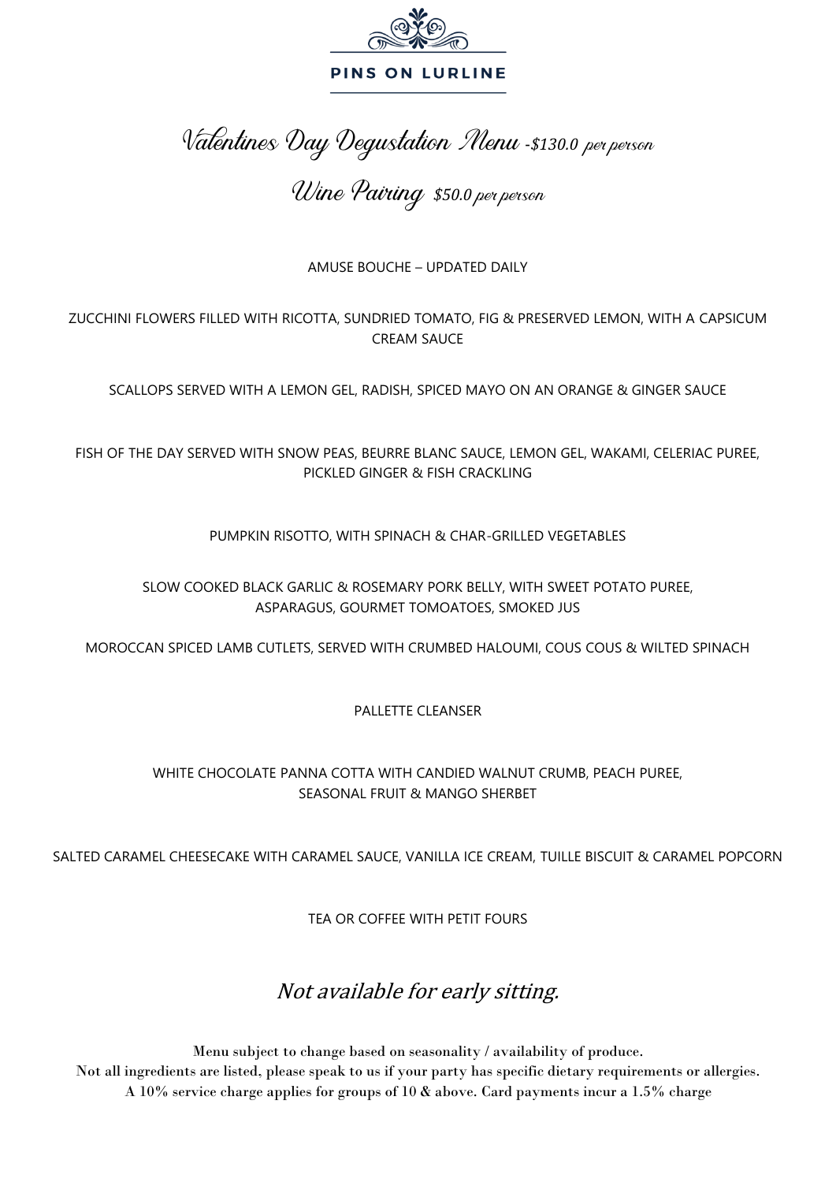# PINS ON LURLINE

## Valentines Day Degustation Menu -*$130.0 per person*

## Wine Pairing *$50.0 per person*

AMUSE BOUCHE – UPDATED DAILY

ZUCCHINI FLOWERS FILLED WITH RICOTTA, SUNDRIED TOMATO, FIG & PRESERVED LEMON, WITH A CAPSICUM CREAM SAUCE

SCALLOPS SERVED WITH A LEMON GEL, RADISH, SPICED MAYO ON AN ORANGE & GINGER SAUCE

FISH OF THE DAY SERVED WITH SNOW PEAS, BEURRE BLANC SAUCE, LEMON GEL, WAKAMI, CELERIAC PUREE, PICKLED GINGER & FISH CRACKLING

PUMPKIN RISOTTO, WITH SPINACH & CHAR-GRILLED VEGETABLES

SLOW COOKED BLACK GARLIC & ROSEMARY PORK BELLY, WITH SWEET POTATO PUREE, ASPARAGUS, GOURMET TOMOATOES, SMOKED JUS

MOROCCAN SPICED LAMB CUTLETS, SERVED WITH CRUMBED HALOUMI, COUS COUS & WILTED SPINACH

PALLETTE CLEANSER

WHITE CHOCOLATE PANNA COTTA WITH CANDIED WALNUT CRUMB, PEACH PUREE, SEASONAL FRUIT & MANGO SHERBET

SALTED CARAMEL CHEESECAKE WITH CARAMEL SAUCE, VANILLA ICE CREAM, TUILLE BISCUIT & CARAMEL POPCORN

TEA OR COFFEE WITH PETIT FOURS

*Not available for early sitting.*

Menu subject to change based on seasonality / availability of produce.
Not all ingredients are listed, please speak to us if your party has specific dietary requirements or allergies.
A 10% service charge applies for groups of 10 & above. Card payments incur a 1.5% charge